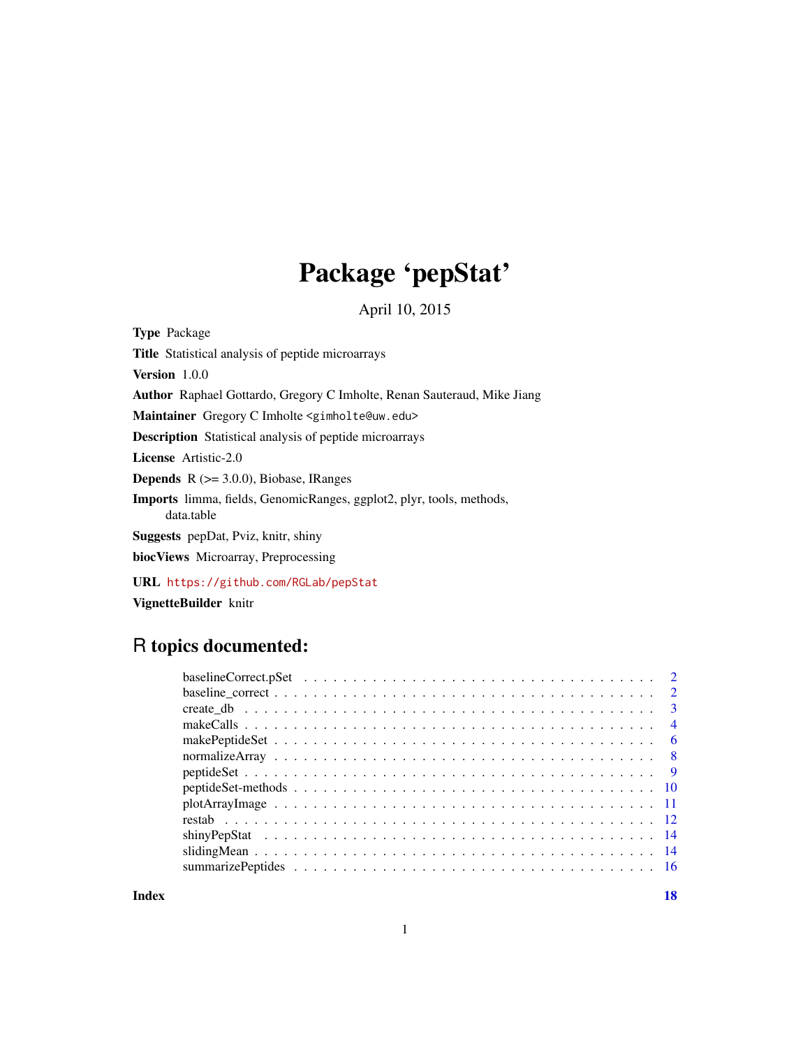# Package 'pepStat'

April 10, 2015

**Type** Package

**Title** Statistical analysis of peptide microarrays

**Version** 1.0.0

**Author** Raphael Gottardo, Gregory C Imholte, Renan Sauteraud, Mike Jiang

**Maintainer** Gregory C Imholte <gimholte@uw.edu>

**Description** Statistical analysis of peptide microarrays

**License** Artistic-2.0

**Depends** R (>= 3.0.0), Biobase, IRanges

**Imports** limma, fields, GenomicRanges, ggplot2, plyr, tools, methods, data.table

**Suggests** pepDat, Pviz, knitr, shiny

**biocViews** Microarray, Preprocessing

**URL** https://github.com/RGLab/pepStat

**VignetteBuilder** knitr

## R topics documented:

| | |
|---|---|
| baselineCorrect.pSet | 2 |
| baseline_correct | 2 |
| create_db | 3 |
| makeCalls | 4 |
| makePeptideSet | 6 |
| normalizeArray | 8 |
| peptideSet | 9 |
| peptideSet-methods | 10 |
| plotArrayImage | 11 |
| restab | 12 |
| shinyPepStat | 14 |
| slidingMean | 14 |
| summarizePeptides | 16 |
| **Index** | **18** |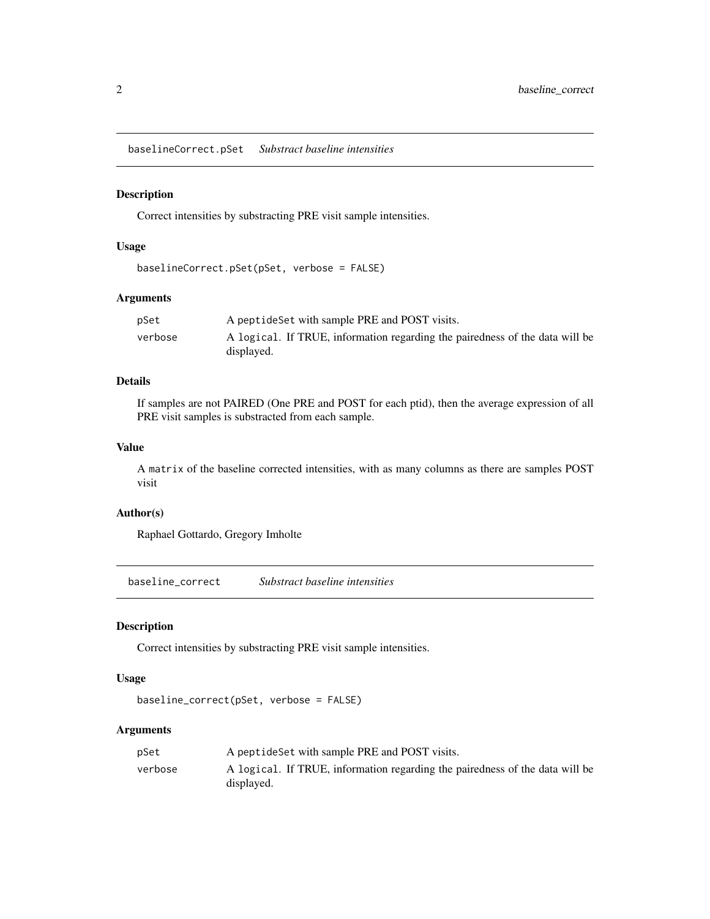## baselineCorrect.pSet    *Substract baseline intensities*

### Description

Correct intensities by substracting PRE visit sample intensities.

### Usage

```
baselineCorrect.pSet(pSet, verbose = FALSE)
```

### Arguments

| | |
|---|---|
| pSet | A peptideSet with sample PRE and POST visits. |
| verbose | A logical. If TRUE, information regarding the pairedness of the data will be displayed. |

### Details

If samples are not PAIRED (One PRE and POST for each ptid), then the average expression of all PRE visit samples is substracted from each sample.

### Value

A matrix of the baseline corrected intensities, with as many columns as there are samples POST visit

### Author(s)

Raphael Gottardo, Gregory Imholte

## baseline_correct    *Substract baseline intensities*

### Description

Correct intensities by substracting PRE visit sample intensities.

### Usage

```
baseline_correct(pSet, verbose = FALSE)
```

### Arguments

| | |
|---|---|
| pSet | A peptideSet with sample PRE and POST visits. |
| verbose | A logical. If TRUE, information regarding the pairedness of the data will be displayed. |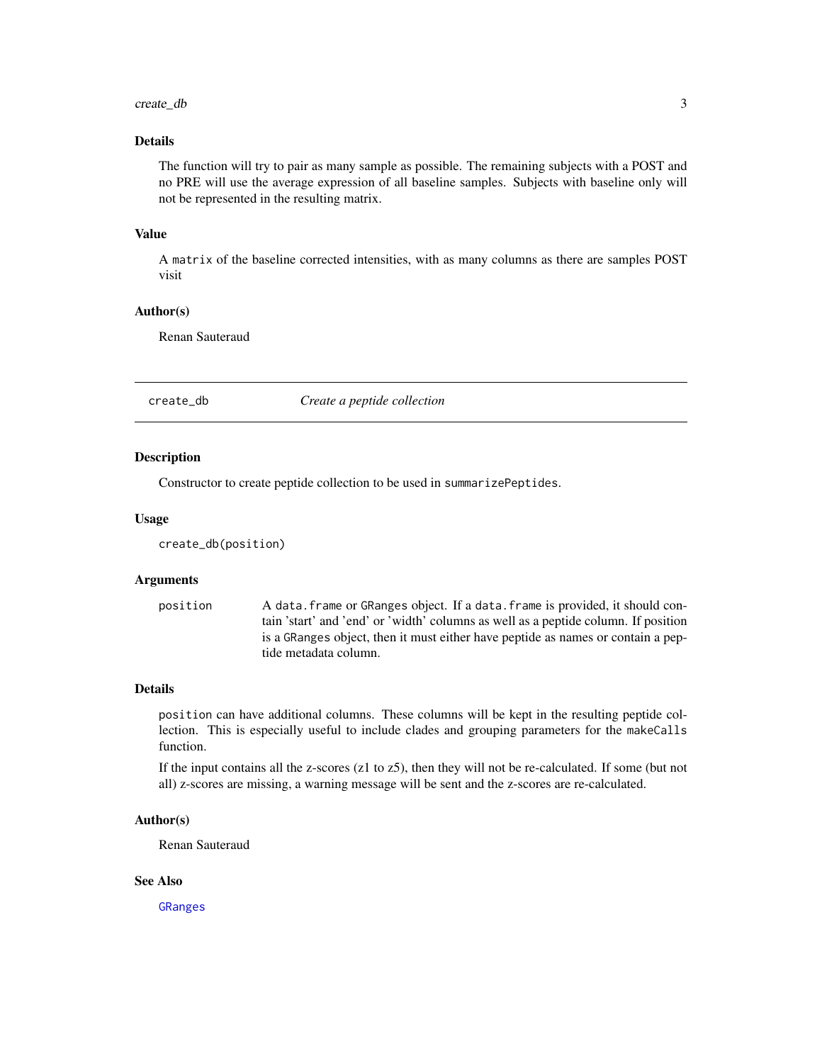### Details

The function will try to pair as many sample as possible. The remaining subjects with a POST and no PRE will use the average expression of all baseline samples. Subjects with baseline only will not be represented in the resulting matrix.

### Value

A `matrix` of the baseline corrected intensities, with as many columns as there are samples POST visit

### Author(s)

Renan Sauteraud

---

## create_db — *Create a peptide collection*

---

### Description

Constructor to create peptide collection to be used in `summarizePeptides`.

### Usage

```
create_db(position)
```

### Arguments

| | |
|---|---|
| `position` | A `data.frame` or `GRanges` object. If a `data.frame` is provided, it should contain 'start' and 'end' or 'width' columns as well as a peptide column. If position is a `GRanges` object, then it must either have peptide as names or contain a peptide metadata column. |

### Details

`position` can have additional columns. These columns will be kept in the resulting peptide collection. This is especially useful to include clades and grouping parameters for the `makeCalls` function.

If the input contains all the z-scores (z1 to z5), then they will not be re-calculated. If some (but not all) z-scores are missing, a warning message will be sent and the z-scores are re-calculated.

### Author(s)

Renan Sauteraud

### See Also

`GRanges`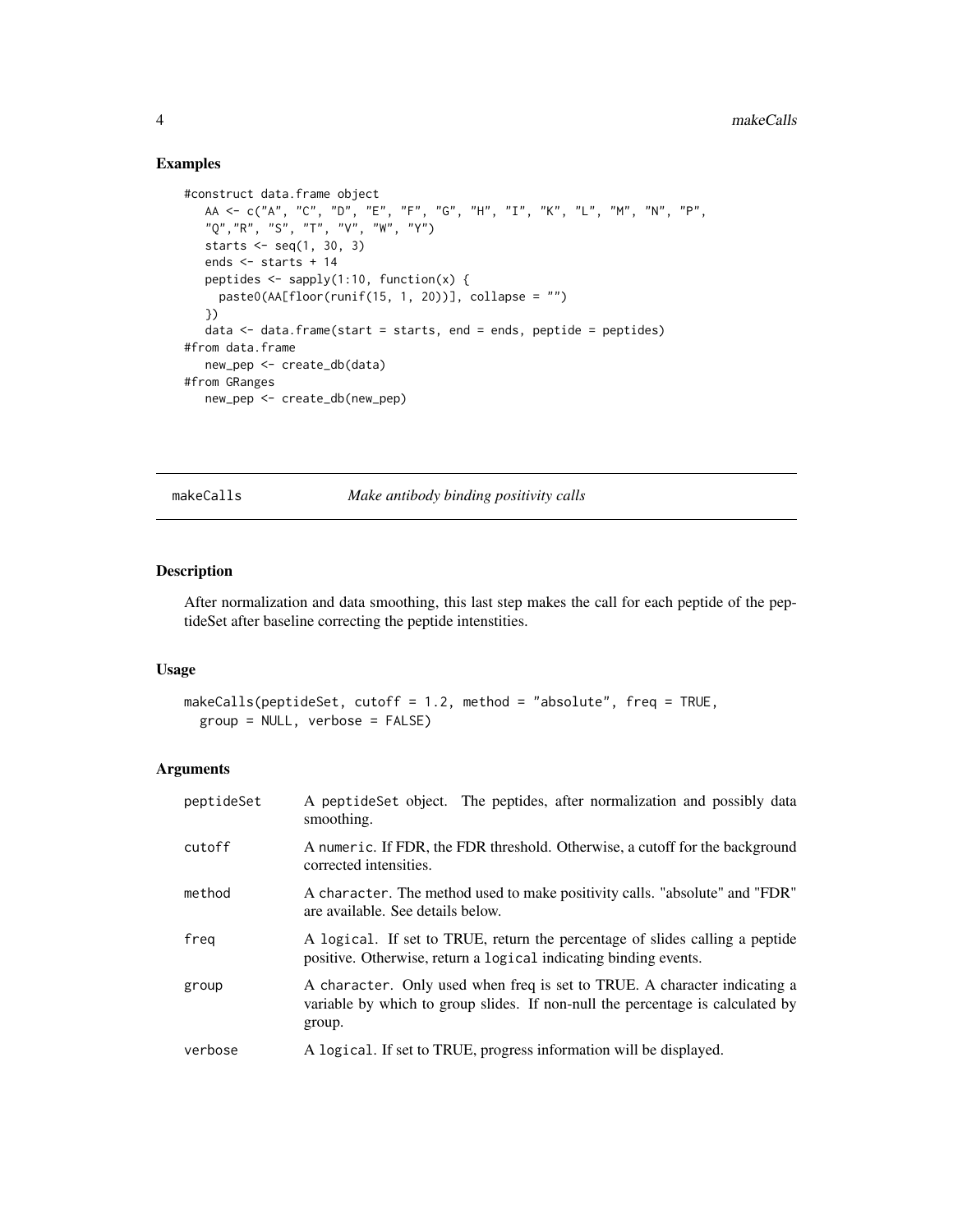## Examples

```
#construct data.frame object
   AA <- c("A", "C", "D", "E", "F", "G", "H", "I", "K", "L", "M", "N", "P",
   "Q","R", "S", "T", "V", "W", "Y")
   starts <- seq(1, 30, 3)
   ends <- starts + 14
   peptides <- sapply(1:10, function(x) {
     paste0(AA[floor(runif(15, 1, 20))], collapse = "")
   })
   data <- data.frame(start = starts, end = ends, peptide = peptides)
#from data.frame
   new_pep <- create_db(data)
#from GRanges
   new_pep <- create_db(new_pep)
```

---

# makeCalls — *Make antibody binding positivity calls*

---

## Description

After normalization and data smoothing, this last step makes the call for each peptide of the peptideSet after baseline correcting the peptide intenstities.

## Usage

```
makeCalls(peptideSet, cutoff = 1.2, method = "absolute", freq = TRUE,
  group = NULL, verbose = FALSE)
```

## Arguments

| | |
|---|---|
| peptideSet | A peptideSet object. The peptides, after normalization and possibly data smoothing. |
| cutoff | A numeric. If FDR, the FDR threshold. Otherwise, a cutoff for the background corrected intensities. |
| method | A character. The method used to make positivity calls. "absolute" and "FDR" are available. See details below. |
| freq | A logical. If set to TRUE, return the percentage of slides calling a peptide positive. Otherwise, return a logical indicating binding events. |
| group | A character. Only used when freq is set to TRUE. A character indicating a variable by which to group slides. If non-null the percentage is calculated by group. |
| verbose | A logical. If set to TRUE, progress information will be displayed. |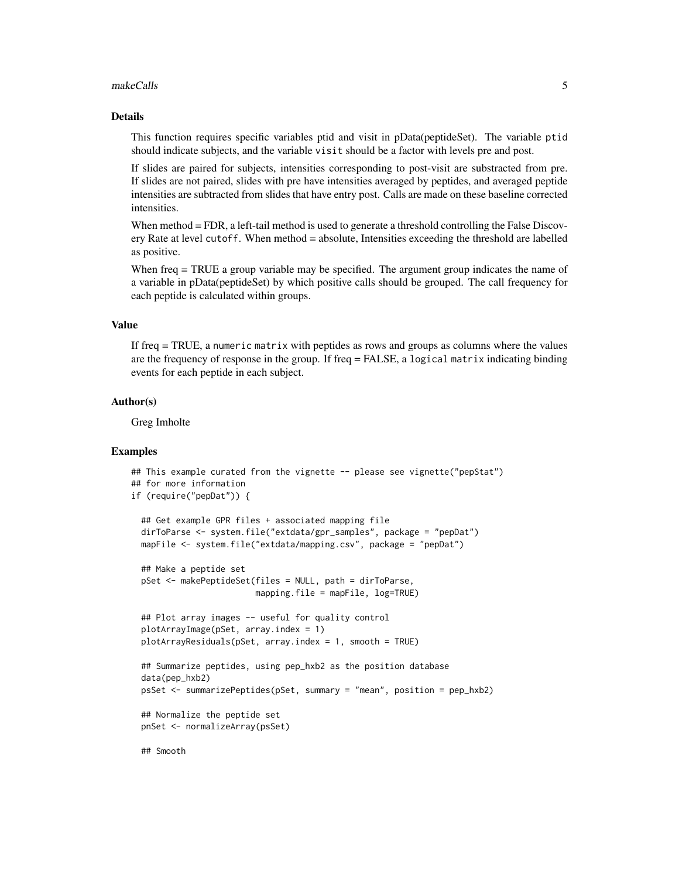## Details

This function requires specific variables ptid and visit in pData(peptideSet). The variable `ptid` should indicate subjects, and the variable `visit` should be a factor with levels pre and post.

If slides are paired for subjects, intensities corresponding to post-visit are substracted from pre. If slides are not paired, slides with pre have intensities averaged by peptides, and averaged peptide intensities are subtracted from slides that have entry post. Calls are made on these baseline corrected intensities.

When method = FDR, a left-tail method is used to generate a threshold controlling the False Discovery Rate at level `cutoff`. When method = absolute, Intensities exceeding the threshold are labelled as positive.

When freq = TRUE a group variable may be specified. The argument group indicates the name of a variable in pData(peptideSet) by which positive calls should be grouped. The call frequency for each peptide is calculated within groups.

## Value

If freq = TRUE, a `numeric matrix` with peptides as rows and groups as columns where the values are the frequency of response in the group. If freq = FALSE, a `logical matrix` indicating binding events for each peptide in each subject.

## Author(s)

Greg Imholte

## Examples

```
## This example curated from the vignette -- please see vignette("pepStat")
## for more information
if (require("pepDat")) {

  ## Get example GPR files + associated mapping file
  dirToParse <- system.file("extdata/gpr_samples", package = "pepDat")
  mapFile <- system.file("extdata/mapping.csv", package = "pepDat")

  ## Make a peptide set
  pSet <- makePeptideSet(files = NULL, path = dirToParse,
                         mapping.file = mapFile, log=TRUE)

  ## Plot array images -- useful for quality control
  plotArrayImage(pSet, array.index = 1)
  plotArrayResiduals(pSet, array.index = 1, smooth = TRUE)

  ## Summarize peptides, using pep_hxb2 as the position database
  data(pep_hxb2)
  psSet <- summarizePeptides(pSet, summary = "mean", position = pep_hxb2)

  ## Normalize the peptide set
  pnSet <- normalizeArray(psSet)

  ## Smooth
```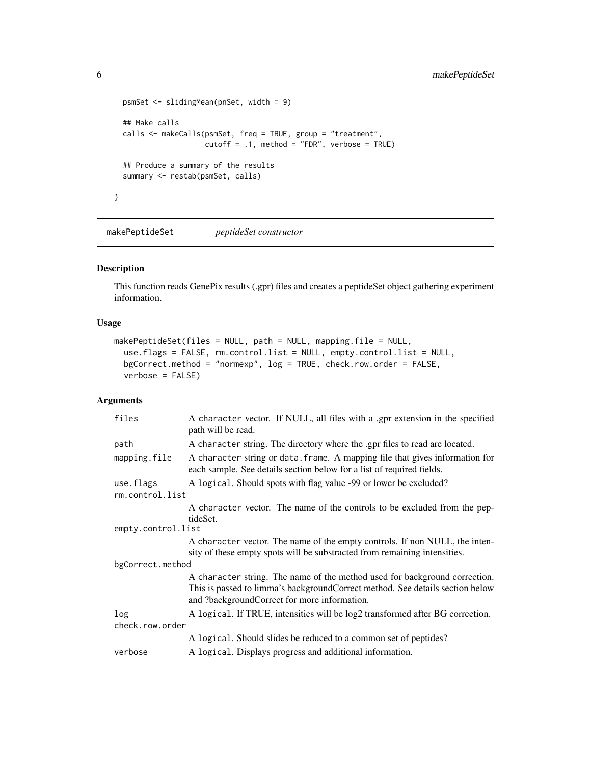```
  psmSet <- slidingMean(pnSet, width = 9)

  ## Make calls
  calls <- makeCalls(psmSet, freq = TRUE, group = "treatment",
                     cutoff = .1, method = "FDR", verbose = TRUE)

  ## Produce a summary of the results
  summary <- restab(psmSet, calls)

}
```

## makePeptideSet *peptideSet constructor*

### Description

This function reads GenePix results (.gpr) files and creates a peptideSet object gathering experiment information.

### Usage

```
makePeptideSet(files = NULL, path = NULL, mapping.file = NULL,
  use.flags = FALSE, rm.control.list = NULL, empty.control.list = NULL,
  bgCorrect.method = "normexp", log = TRUE, check.row.order = FALSE,
  verbose = FALSE)
```

### Arguments

| | |
|---|---|
| files | A character vector. If NULL, all files with a .gpr extension in the specified path will be read. |
| path | A character string. The directory where the .gpr files to read are located. |
| mapping.file | A character string or data.frame. A mapping file that gives information for each sample. See details section below for a list of required fields. |
| use.flags | A logical. Should spots with flag value -99 or lower be excluded? |
| rm.control.list | A character vector. The name of the controls to be excluded from the peptideSet. |
| empty.control.list | A character vector. The name of the empty controls. If non NULL, the intensity of these empty spots will be substracted from remaining intensities. |
| bgCorrect.method | A character string. The name of the method used for background correction. This is passed to limma's backgroundCorrect method. See details section below and ?backgroundCorrect for more information. |
| log | A logical. If TRUE, intensities will be log2 transformed after BG correction. |
| check.row.order | A logical. Should slides be reduced to a common set of peptides? |
| verbose | A logical. Displays progress and additional information. |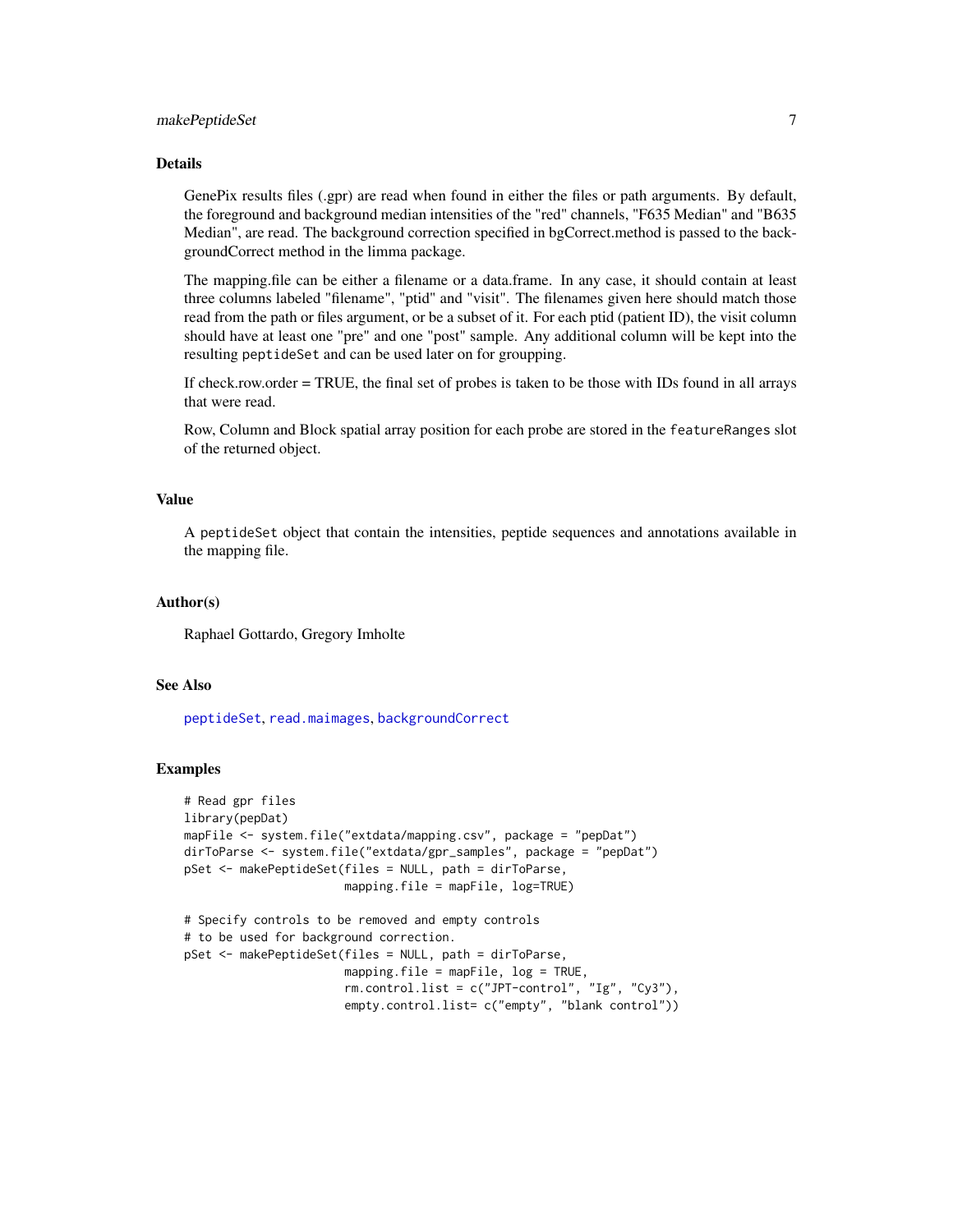## Details

GenePix results files (.gpr) are read when found in either the files or path arguments. By default, the foreground and background median intensities of the "red" channels, "F635 Median" and "B635 Median", are read. The background correction specified in bgCorrect.method is passed to the backgroundCorrect method in the limma package.

The mapping.file can be either a filename or a data.frame. In any case, it should contain at least three columns labeled "filename", "ptid" and "visit". The filenames given here should match those read from the path or files argument, or be a subset of it. For each ptid (patient ID), the visit column should have at least one "pre" and one "post" sample. Any additional column will be kept into the resulting `peptideSet` and can be used later on for groupping.

If check.row.order = TRUE, the final set of probes is taken to be those with IDs found in all arrays that were read.

Row, Column and Block spatial array position for each probe are stored in the `featureRanges` slot of the returned object.

## Value

A `peptideSet` object that contain the intensities, peptide sequences and annotations available in the mapping file.

## Author(s)

Raphael Gottardo, Gregory Imholte

## See Also

`peptideSet`, `read.maimages`, `backgroundCorrect`

## Examples

```
# Read gpr files
library(pepDat)
mapFile <- system.file("extdata/mapping.csv", package = "pepDat")
dirToParse <- system.file("extdata/gpr_samples", package = "pepDat")
pSet <- makePeptideSet(files = NULL, path = dirToParse,
                       mapping.file = mapFile, log=TRUE)

# Specify controls to be removed and empty controls
# to be used for background correction.
pSet <- makePeptideSet(files = NULL, path = dirToParse,
                       mapping.file = mapFile, log = TRUE,
                       rm.control.list = c("JPT-control", "Ig", "Cy3"),
                       empty.control.list= c("empty", "blank control"))
```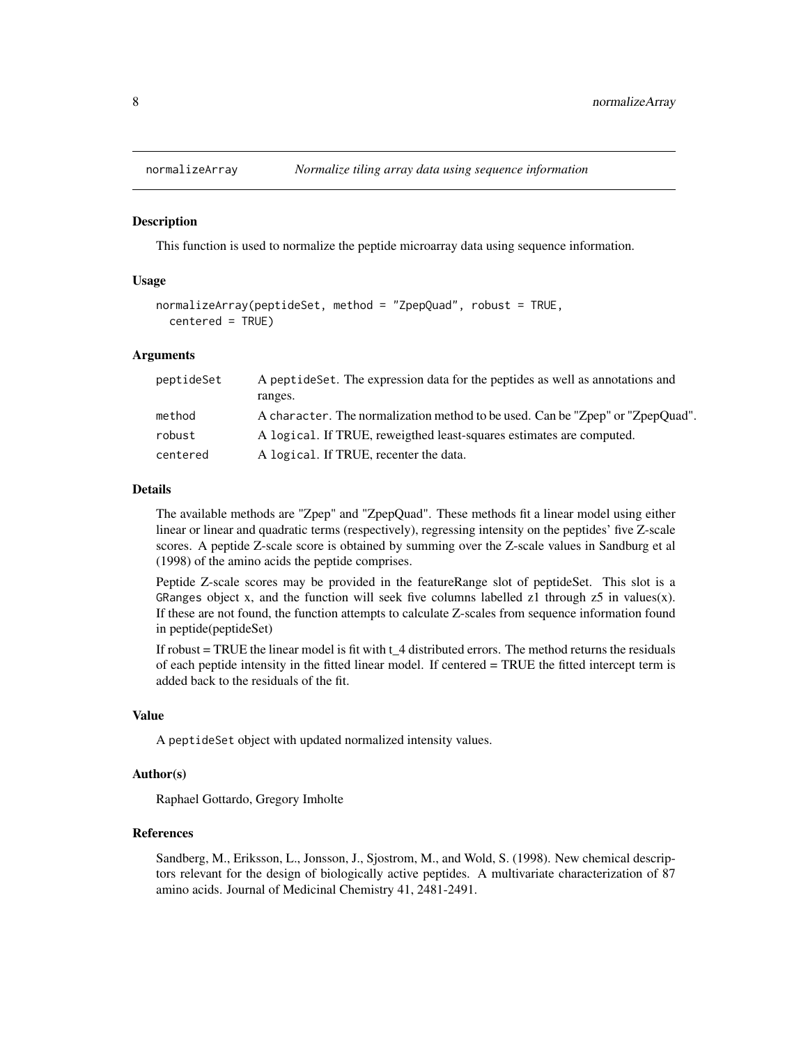# normalizeArray — *Normalize tiling array data using sequence information*

## Description

This function is used to normalize the peptide microarray data using sequence information.

## Usage

```
normalizeArray(peptideSet, method = "ZpepQuad", robust = TRUE,
  centered = TRUE)
```

## Arguments

| | |
|---|---|
| peptideSet | A peptideSet. The expression data for the peptides as well as annotations and ranges. |
| method | A character. The normalization method to be used. Can be "Zpep" or "ZpepQuad". |
| robust | A logical. If TRUE, reweigthed least-squares estimates are computed. |
| centered | A logical. If TRUE, recenter the data. |

## Details

The available methods are "Zpep" and "ZpepQuad". These methods fit a linear model using either linear or linear and quadratic terms (respectively), regressing intensity on the peptides' five Z-scale scores. A peptide Z-scale score is obtained by summing over the Z-scale values in Sandburg et al (1998) of the amino acids the peptide comprises.

Peptide Z-scale scores may be provided in the featureRange slot of peptideSet. This slot is a GRanges object x, and the function will seek five columns labelled z1 through z5 in values(x). If these are not found, the function attempts to calculate Z-scales from sequence information found in peptide(peptideSet)

If robust = TRUE the linear model is fit with t_4 distributed errors. The method returns the residuals of each peptide intensity in the fitted linear model. If centered = TRUE the fitted intercept term is added back to the residuals of the fit.

## Value

A peptideSet object with updated normalized intensity values.

## Author(s)

Raphael Gottardo, Gregory Imholte

## References

Sandberg, M., Eriksson, L., Jonsson, J., Sjostrom, M., and Wold, S. (1998). New chemical descriptors relevant for the design of biologically active peptides. A multivariate characterization of 87 amino acids. Journal of Medicinal Chemistry 41, 2481-2491.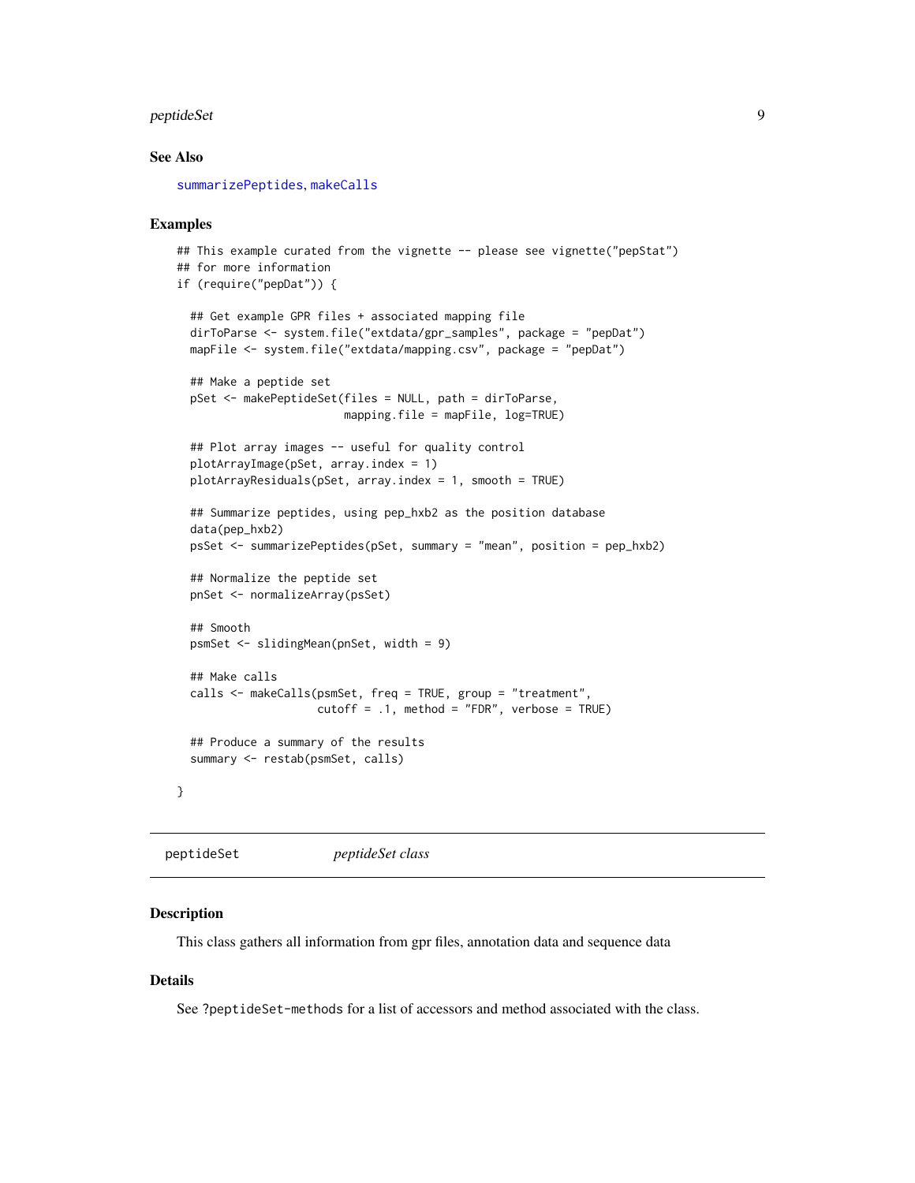## See Also

summarizePeptides, makeCalls

## Examples

```
## This example curated from the vignette -- please see vignette("pepStat")
## for more information
if (require("pepDat")) {

  ## Get example GPR files + associated mapping file
  dirToParse <- system.file("extdata/gpr_samples", package = "pepDat")
  mapFile <- system.file("extdata/mapping.csv", package = "pepDat")

  ## Make a peptide set
  pSet <- makePeptideSet(files = NULL, path = dirToParse,
                         mapping.file = mapFile, log=TRUE)

  ## Plot array images -- useful for quality control
  plotArrayImage(pSet, array.index = 1)
  plotArrayResiduals(pSet, array.index = 1, smooth = TRUE)

  ## Summarize peptides, using pep_hxb2 as the position database
  data(pep_hxb2)
  psSet <- summarizePeptides(pSet, summary = "mean", position = pep_hxb2)

  ## Normalize the peptide set
  pnSet <- normalizeArray(psSet)

  ## Smooth
  psmSet <- slidingMean(pnSet, width = 9)

  ## Make calls
  calls <- makeCalls(psmSet, freq = TRUE, group = "treatment",
                     cutoff = .1, method = "FDR", verbose = TRUE)

  ## Produce a summary of the results
  summary <- restab(psmSet, calls)

}
```

---

# peptideSet *peptideSet class*

## Description

This class gathers all information from gpr files, annotation data and sequence data

## Details

See ?peptideSet-methods for a list of accessors and method associated with the class.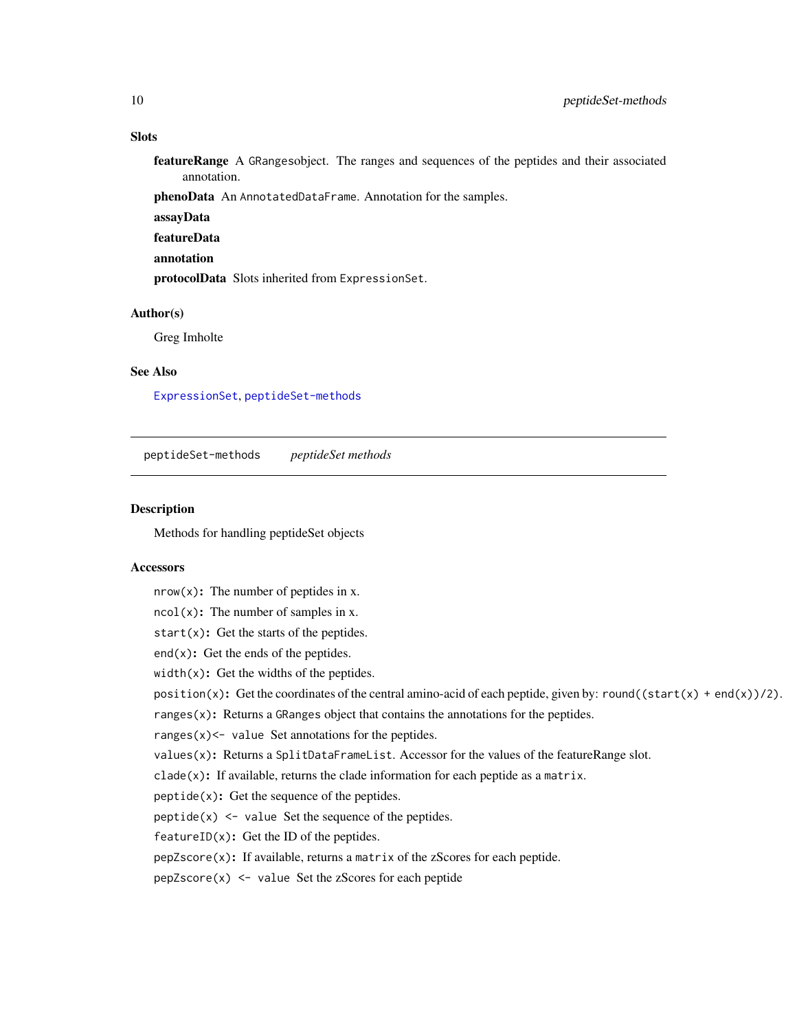### Slots

**featureRange** A `GRanges`object. The ranges and sequences of the peptides and their associated annotation.

**phenoData** An `AnnotatedDataFrame`. Annotation for the samples.

**assayData**

**featureData**

**annotation**

**protocolData** Slots inherited from `ExpressionSet`.

### Author(s)

Greg Imholte

### See Also

`ExpressionSet`, `peptideSet-methods`

---

`peptideSet-methods` *peptideSet methods*

---

### Description

Methods for handling peptideSet objects

### Accessors

`nrow(x)`**:** The number of peptides in x.

`ncol(x)`**:** The number of samples in x.

`start(x)`**:** Get the starts of the peptides.

`end(x)`**:** Get the ends of the peptides.

`width(x)`**:** Get the widths of the peptides.

`position(x)`**:** Get the coordinates of the central amino-acid of each peptide, given by: `round((start(x) + end(x))/2)`.

`ranges(x)`**:** Returns a `GRanges` object that contains the annotations for the peptides.

`ranges(x)<- value` Set annotations for the peptides.

`values(x)`**:** Returns a `SplitDataFrameList`. Accessor for the values of the featureRange slot.

`clade(x)`**:** If available, returns the clade information for each peptide as a `matrix`.

`peptide(x)`**:** Get the sequence of the peptides.

`peptide(x) <- value` Set the sequence of the peptides.

`featureID(x)`**:** Get the ID of the peptides.

`pepZscore(x)`**:** If available, returns a `matrix` of the zScores for each peptide.

`pepZscore(x) <- value` Set the zScores for each peptide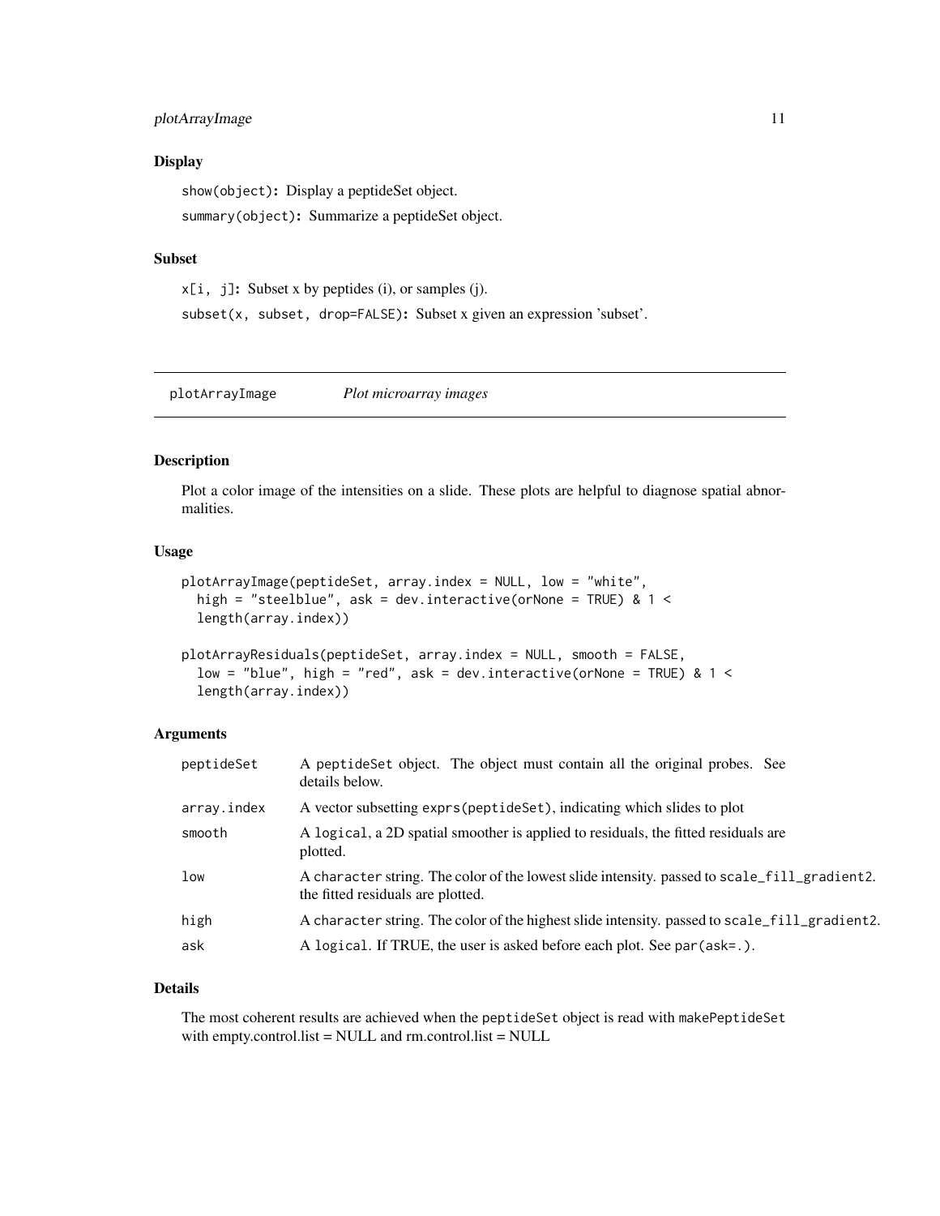### Display

`show(object)`: Display a peptideSet object.

`summary(object)`: Summarize a peptideSet object.

### Subset

`x[i, j]`: Subset x by peptides (i), or samples (j).

`subset(x, subset, drop=FALSE)`: Subset x given an expression 'subset'.

---

## plotArrayImage — *Plot microarray images*

---

### Description

Plot a color image of the intensities on a slide. These plots are helpful to diagnose spatial abnormalities.

### Usage

```
plotArrayImage(peptideSet, array.index = NULL, low = "white",
  high = "steelblue", ask = dev.interactive(orNone = TRUE) & 1 <
  length(array.index))

plotArrayResiduals(peptideSet, array.index = NULL, smooth = FALSE,
  low = "blue", high = "red", ask = dev.interactive(orNone = TRUE) & 1 <
  length(array.index))
```

### Arguments

| Argument | Description |
|---|---|
| `peptideSet` | A `peptideSet` object. The object must contain all the original probes. See details below. |
| `array.index` | A vector subsetting `exprs(peptideSet)`, indicating which slides to plot |
| `smooth` | A `logical`, a 2D spatial smoother is applied to residuals, the fitted residuals are plotted. |
| `low` | A `character` string. The color of the lowest slide intensity. passed to `scale_fill_gradient2`. the fitted residuals are plotted. |
| `high` | A `character` string. The color of the highest slide intensity. passed to `scale_fill_gradient2`. |
| `ask` | A `logical`. If TRUE, the user is asked before each plot. See `par(ask=.)`. |

### Details

The most coherent results are achieved when the `peptideSet` object is read with `makePeptideSet` with empty.control.list = NULL and rm.control.list = NULL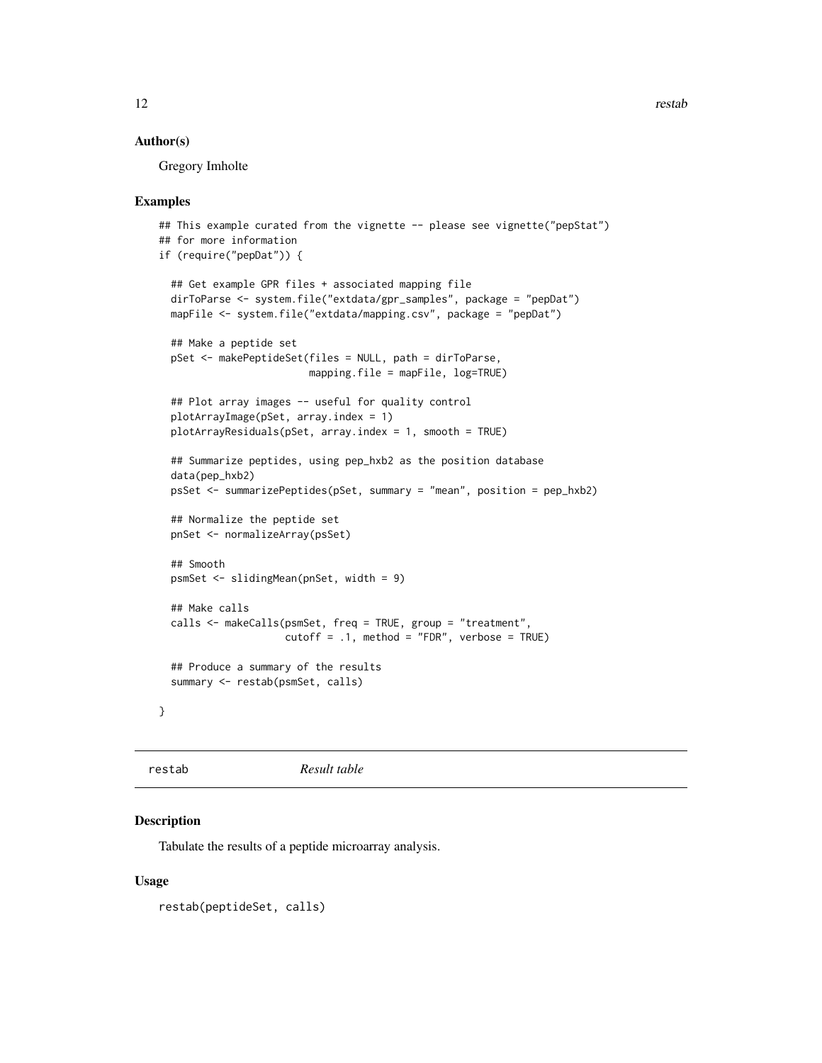## Author(s)

Gregory Imholte

## Examples

```
## This example curated from the vignette -- please see vignette("pepStat")
## for more information
if (require("pepDat")) {

  ## Get example GPR files + associated mapping file
  dirToParse <- system.file("extdata/gpr_samples", package = "pepDat")
  mapFile <- system.file("extdata/mapping.csv", package = "pepDat")

  ## Make a peptide set
  pSet <- makePeptideSet(files = NULL, path = dirToParse,
                         mapping.file = mapFile, log=TRUE)

  ## Plot array images -- useful for quality control
  plotArrayImage(pSet, array.index = 1)
  plotArrayResiduals(pSet, array.index = 1, smooth = TRUE)

  ## Summarize peptides, using pep_hxb2 as the position database
  data(pep_hxb2)
  psSet <- summarizePeptides(pSet, summary = "mean", position = pep_hxb2)

  ## Normalize the peptide set
  pnSet <- normalizeArray(psSet)

  ## Smooth
  psmSet <- slidingMean(pnSet, width = 9)

  ## Make calls
  calls <- makeCalls(psmSet, freq = TRUE, group = "treatment",
                     cutoff = .1, method = "FDR", verbose = TRUE)

  ## Produce a summary of the results
  summary <- restab(psmSet, calls)

}
```

---

# restab *Result table*

## Description

Tabulate the results of a peptide microarray analysis.

## Usage

```
restab(peptideSet, calls)
```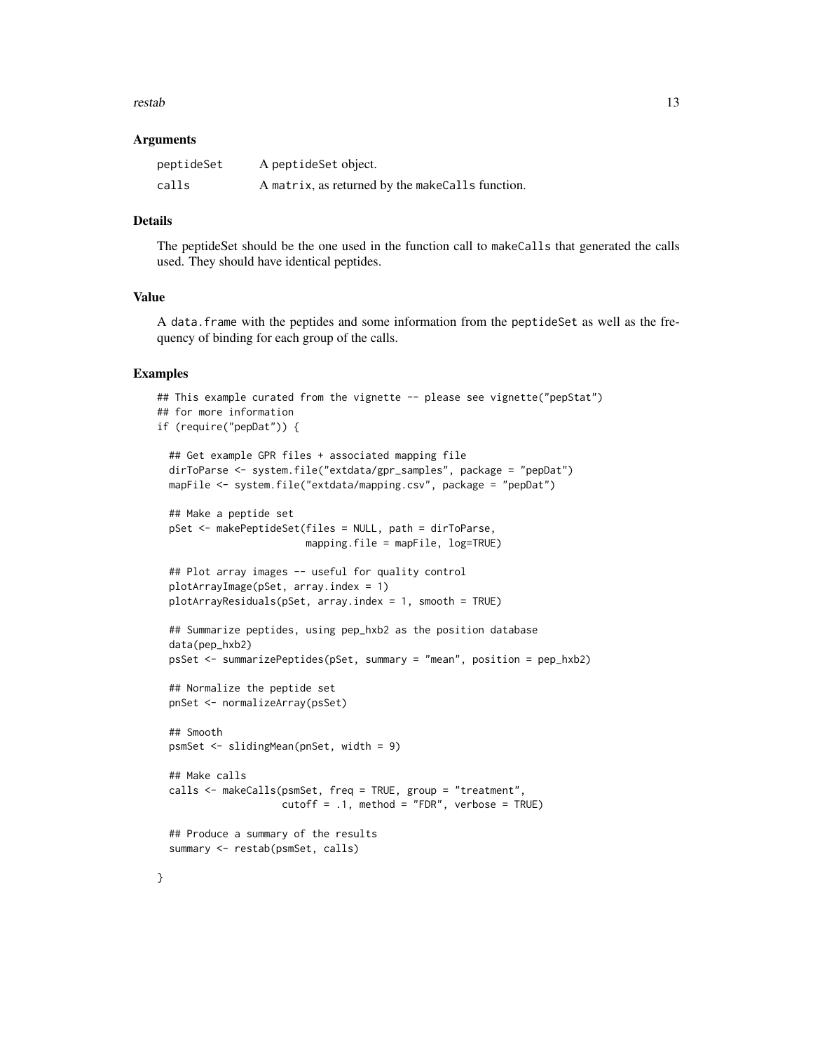### Arguments

| | |
|---|---|
| peptideSet | A peptideSet object. |
| calls | A matrix, as returned by the makeCalls function. |

### Details

The peptideSet should be the one used in the function call to makeCalls that generated the calls used. They should have identical peptides.

### Value

A data.frame with the peptides and some information from the peptideSet as well as the frequency of binding for each group of the calls.

### Examples

```
## This example curated from the vignette -- please see vignette("pepStat")
## for more information
if (require("pepDat")) {

  ## Get example GPR files + associated mapping file
  dirToParse <- system.file("extdata/gpr_samples", package = "pepDat")
  mapFile <- system.file("extdata/mapping.csv", package = "pepDat")

  ## Make a peptide set
  pSet <- makePeptideSet(files = NULL, path = dirToParse,
                         mapping.file = mapFile, log=TRUE)

  ## Plot array images -- useful for quality control
  plotArrayImage(pSet, array.index = 1)
  plotArrayResiduals(pSet, array.index = 1, smooth = TRUE)

  ## Summarize peptides, using pep_hxb2 as the position database
  data(pep_hxb2)
  psSet <- summarizePeptides(pSet, summary = "mean", position = pep_hxb2)

  ## Normalize the peptide set
  pnSet <- normalizeArray(psSet)

  ## Smooth
  psmSet <- slidingMean(pnSet, width = 9)

  ## Make calls
  calls <- makeCalls(psmSet, freq = TRUE, group = "treatment",
                     cutoff = .1, method = "FDR", verbose = TRUE)

  ## Produce a summary of the results
  summary <- restab(psmSet, calls)

}
```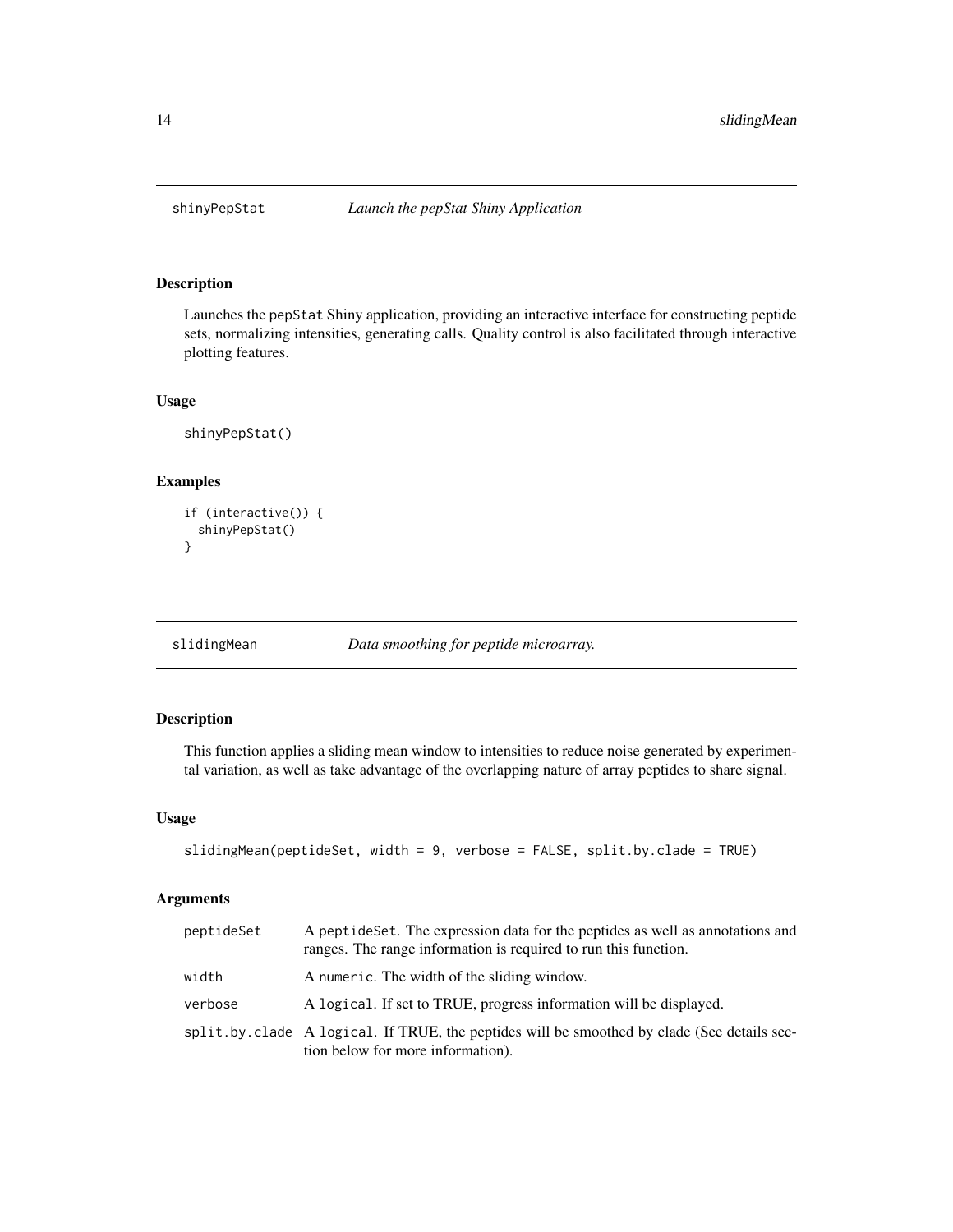## shinyPepStat — *Launch the pepStat Shiny Application*

### Description

Launches the pepStat Shiny application, providing an interactive interface for constructing peptide sets, normalizing intensities, generating calls. Quality control is also facilitated through interactive plotting features.

### Usage

```
shinyPepStat()
```

### Examples

```
if (interactive()) {
  shinyPepStat()
}
```

## slidingMean — *Data smoothing for peptide microarray.*

### Description

This function applies a sliding mean window to intensities to reduce noise generated by experimental variation, as well as take advantage of the overlapping nature of array peptides to share signal.

### Usage

```
slidingMean(peptideSet, width = 9, verbose = FALSE, split.by.clade = TRUE)
```

### Arguments

| Argument | Description |
|---|---|
| peptideSet | A peptideSet. The expression data for the peptides as well as annotations and ranges. The range information is required to run this function. |
| width | A numeric. The width of the sliding window. |
| verbose | A logical. If set to TRUE, progress information will be displayed. |
| split.by.clade | A logical. If TRUE, the peptides will be smoothed by clade (See details section below for more information). |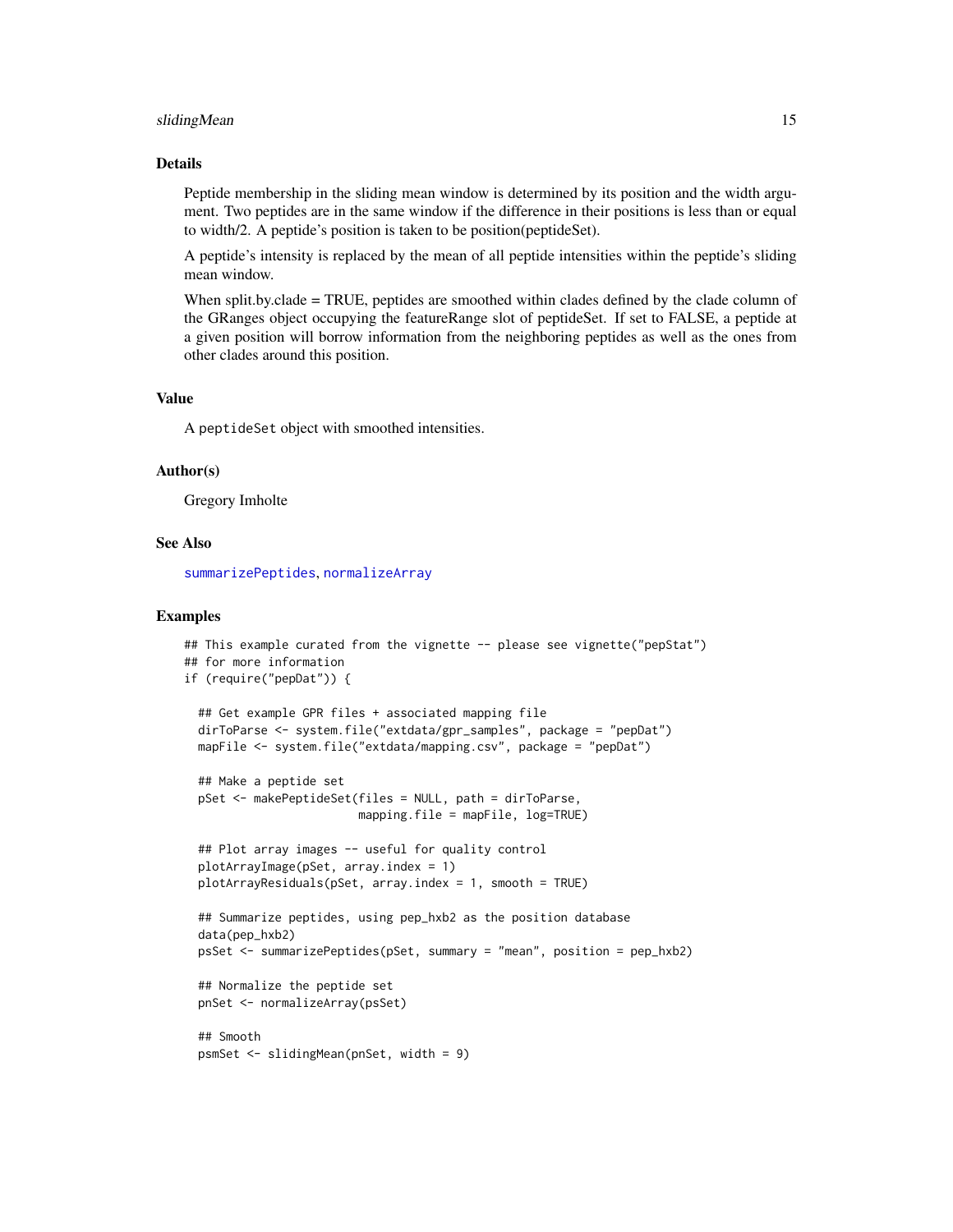## Details

Peptide membership in the sliding mean window is determined by its position and the width argument. Two peptides are in the same window if the difference in their positions is less than or equal to width/2. A peptide's position is taken to be position(peptideSet).

A peptide's intensity is replaced by the mean of all peptide intensities within the peptide's sliding mean window.

When split.by.clade = TRUE, peptides are smoothed within clades defined by the clade column of the GRanges object occupying the featureRange slot of peptideSet. If set to FALSE, a peptide at a given position will borrow information from the neighboring peptides as well as the ones from other clades around this position.

## Value

A `peptideSet` object with smoothed intensities.

## Author(s)

Gregory Imholte

## See Also

`summarizePeptides`, `normalizeArray`

## Examples

```
## This example curated from the vignette -- please see vignette("pepStat")
## for more information
if (require("pepDat")) {

  ## Get example GPR files + associated mapping file
  dirToParse <- system.file("extdata/gpr_samples", package = "pepDat")
  mapFile <- system.file("extdata/mapping.csv", package = "pepDat")

  ## Make a peptide set
  pSet <- makePeptideSet(files = NULL, path = dirToParse,
                         mapping.file = mapFile, log=TRUE)

  ## Plot array images -- useful for quality control
  plotArrayImage(pSet, array.index = 1)
  plotArrayResiduals(pSet, array.index = 1, smooth = TRUE)

  ## Summarize peptides, using pep_hxb2 as the position database
  data(pep_hxb2)
  psSet <- summarizePeptides(pSet, summary = "mean", position = pep_hxb2)

  ## Normalize the peptide set
  pnSet <- normalizeArray(psSet)

  ## Smooth
  psmSet <- slidingMean(pnSet, width = 9)
```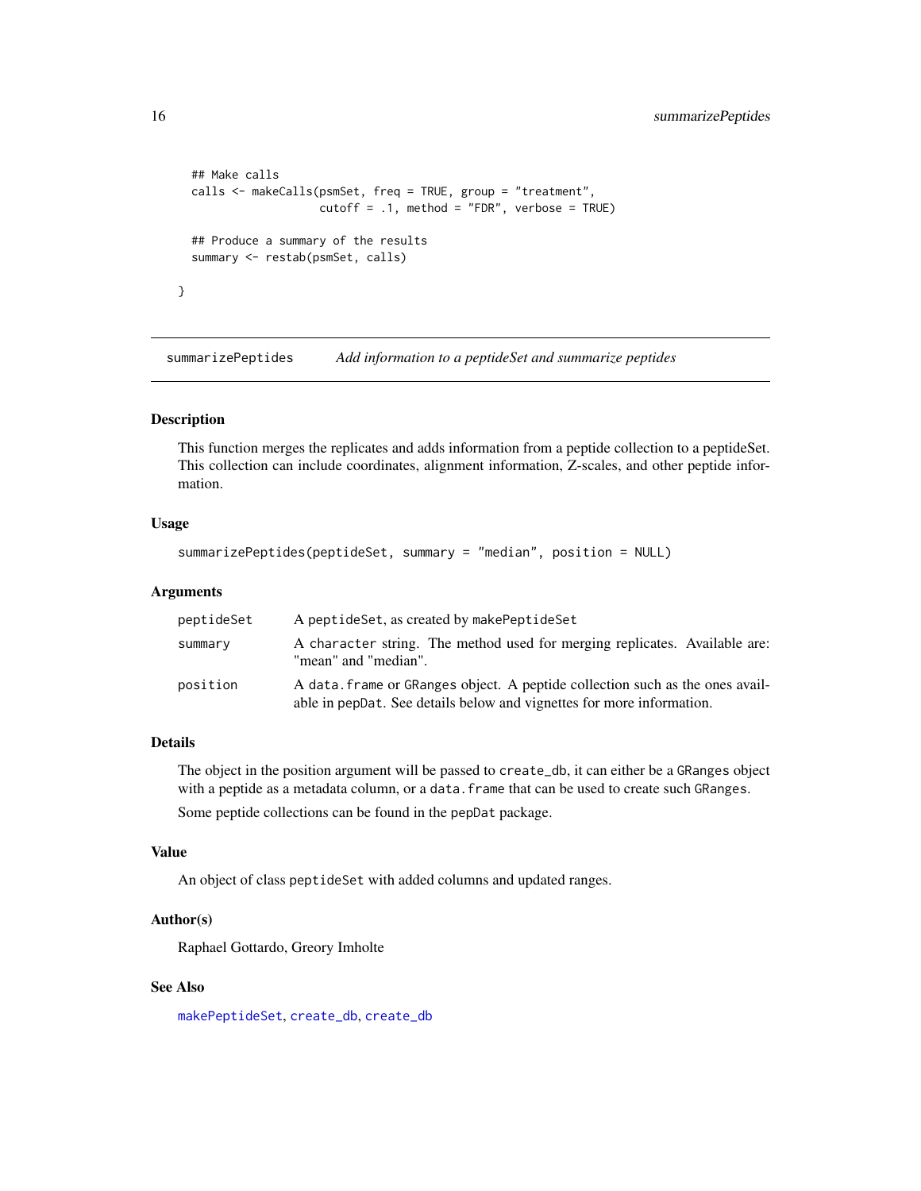```
  ## Make calls
  calls <- makeCalls(psmSet, freq = TRUE, group = "treatment",
                     cutoff = .1, method = "FDR", verbose = TRUE)

  ## Produce a summary of the results
  summary <- restab(psmSet, calls)

}
```

## summarizePeptides — *Add information to a peptideSet and summarize peptides*

### Description

This function merges the replicates and adds information from a peptide collection to a peptideSet. This collection can include coordinates, alignment information, Z-scales, and other peptide information.

### Usage

```
summarizePeptides(peptideSet, summary = "median", position = NULL)
```

### Arguments

| | |
|---|---|
| `peptideSet` | A `peptideSet`, as created by `makePeptideSet` |
| `summary` | A `character` string. The method used for merging replicates. Available are: "mean" and "median". |
| `position` | A `data.frame` or `GRanges` object. A peptide collection such as the ones available in `pepDat`. See details below and vignettes for more information. |

### Details

The object in the position argument will be passed to `create_db`, it can either be a `GRanges` object with a peptide as a metadata column, or a `data.frame` that can be used to create such `GRanges`.

Some peptide collections can be found in the `pepDat` package.

### Value

An object of class `peptideSet` with added columns and updated ranges.

### Author(s)

Raphael Gottardo, Greory Imholte

### See Also

`makePeptideSet`, `create_db`, `create_db`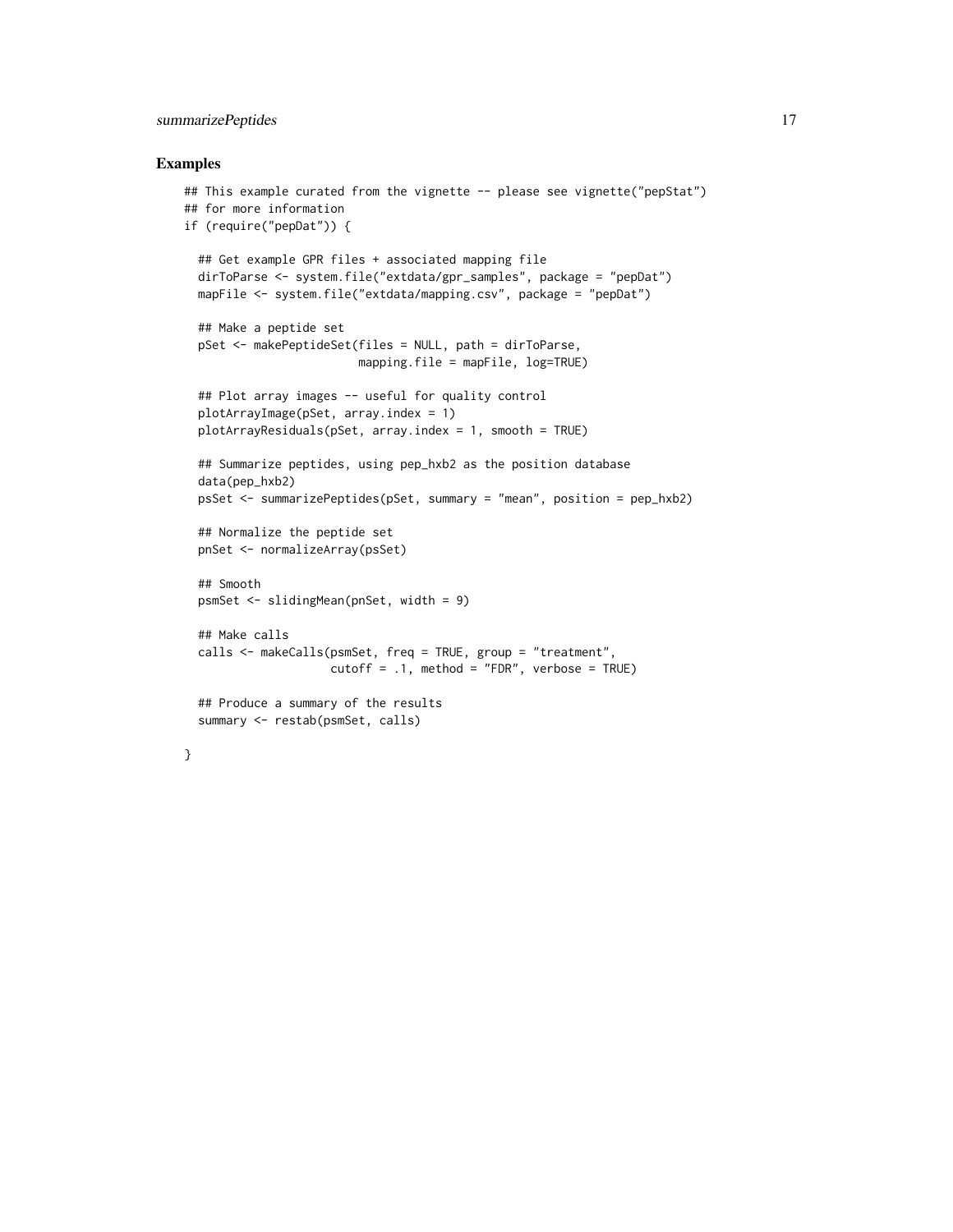### Examples

```
## This example curated from the vignette -- please see vignette("pepStat")
## for more information
if (require("pepDat")) {

  ## Get example GPR files + associated mapping file
  dirToParse <- system.file("extdata/gpr_samples", package = "pepDat")
  mapFile <- system.file("extdata/mapping.csv", package = "pepDat")

  ## Make a peptide set
  pSet <- makePeptideSet(files = NULL, path = dirToParse,
                         mapping.file = mapFile, log=TRUE)

  ## Plot array images -- useful for quality control
  plotArrayImage(pSet, array.index = 1)
  plotArrayResiduals(pSet, array.index = 1, smooth = TRUE)

  ## Summarize peptides, using pep_hxb2 as the position database
  data(pep_hxb2)
  psSet <- summarizePeptides(pSet, summary = "mean", position = pep_hxb2)

  ## Normalize the peptide set
  pnSet <- normalizeArray(psSet)

  ## Smooth
  psmSet <- slidingMean(pnSet, width = 9)

  ## Make calls
  calls <- makeCalls(psmSet, freq = TRUE, group = "treatment",
                     cutoff = .1, method = "FDR", verbose = TRUE)

  ## Produce a summary of the results
  summary <- restab(psmSet, calls)

}
```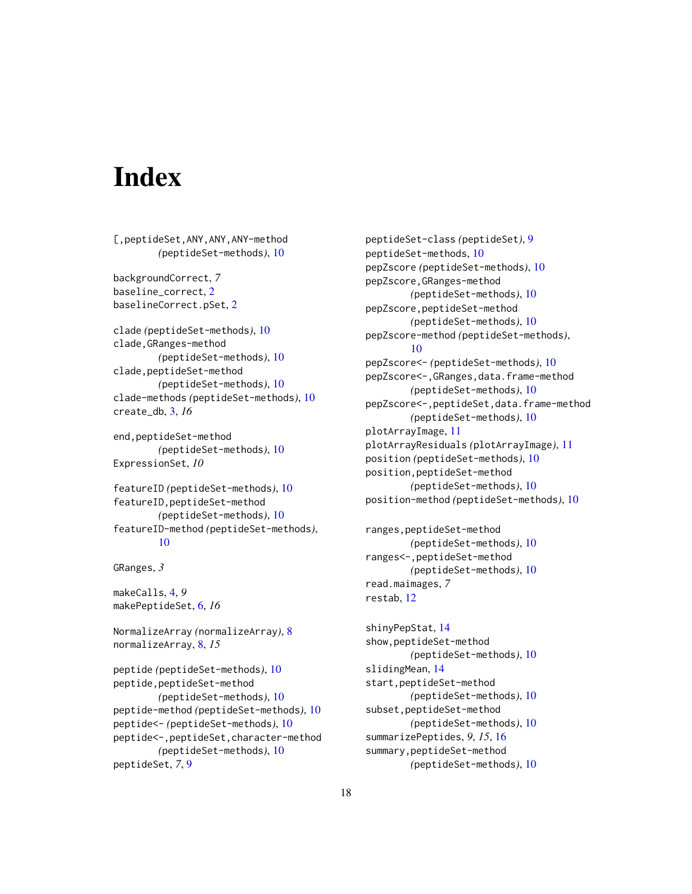# Index

[,peptideSet,ANY,ANY,ANY-method *(peptideSet-methods)*, 10

backgroundCorrect, *7*
baseline_correct, 2
baselineCorrect.pSet, 2

clade *(peptideSet-methods)*, 10
clade,GRanges-method *(peptideSet-methods)*, 10
clade,peptideSet-method *(peptideSet-methods)*, 10
clade-methods *(peptideSet-methods)*, 10
create_db, 3, *16*

end,peptideSet-method *(peptideSet-methods)*, 10
ExpressionSet, *10*

featureID *(peptideSet-methods)*, 10
featureID,peptideSet-method *(peptideSet-methods)*, 10
featureID-method *(peptideSet-methods)*, 10

GRanges, *3*

makeCalls, 4, *9*
makePeptideSet, 6, *16*

NormalizeArray *(normalizeArray)*, 8
normalizeArray, 8, *15*

peptide *(peptideSet-methods)*, 10
peptide,peptideSet-method *(peptideSet-methods)*, 10
peptide-method *(peptideSet-methods)*, 10
peptide<- *(peptideSet-methods)*, 10
peptide<-,peptideSet,character-method *(peptideSet-methods)*, 10
peptideSet, *7*, 9
peptideSet-class *(peptideSet)*, 9
peptideSet-methods, 10
pepZscore *(peptideSet-methods)*, 10
pepZscore,GRanges-method *(peptideSet-methods)*, 10
pepZscore,peptideSet-method *(peptideSet-methods)*, 10
pepZscore-method *(peptideSet-methods)*, 10
pepZscore<- *(peptideSet-methods)*, 10
pepZscore<-,GRanges,data.frame-method *(peptideSet-methods)*, 10
pepZscore<-,peptideSet,data.frame-method *(peptideSet-methods)*, 10
plotArrayImage, 11
plotArrayResiduals *(plotArrayImage)*, 11
position *(peptideSet-methods)*, 10
position,peptideSet-method *(peptideSet-methods)*, 10
position-method *(peptideSet-methods)*, 10

ranges,peptideSet-method *(peptideSet-methods)*, 10
ranges<-,peptideSet-method *(peptideSet-methods)*, 10
read.maimages, *7*
restab, 12

shinyPepStat, 14
show,peptideSet-method *(peptideSet-methods)*, 10
slidingMean, 14
start,peptideSet-method *(peptideSet-methods)*, 10
subset,peptideSet-method *(peptideSet-methods)*, 10
summarizePeptides, *9*, *15*, 16
summary,peptideSet-method *(peptideSet-methods)*, 10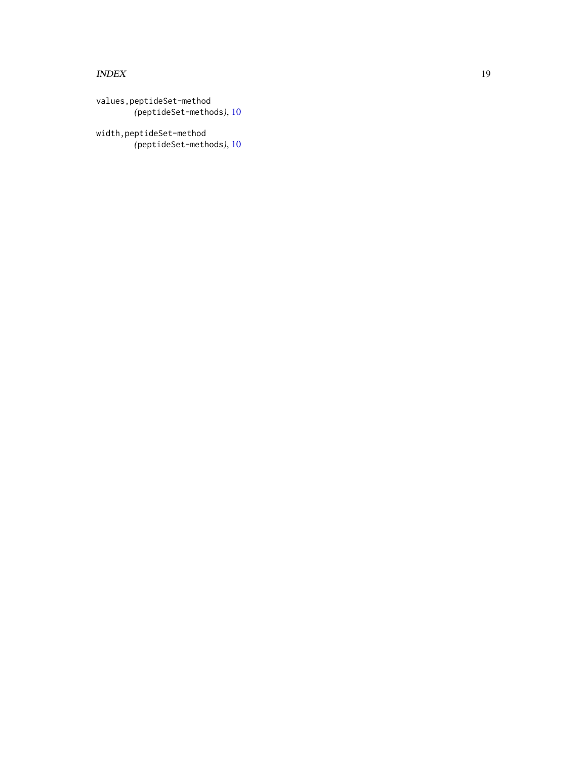values,peptideSet-method
    (peptideSet-methods), 10

width,peptideSet-method
    (peptideSet-methods), 10